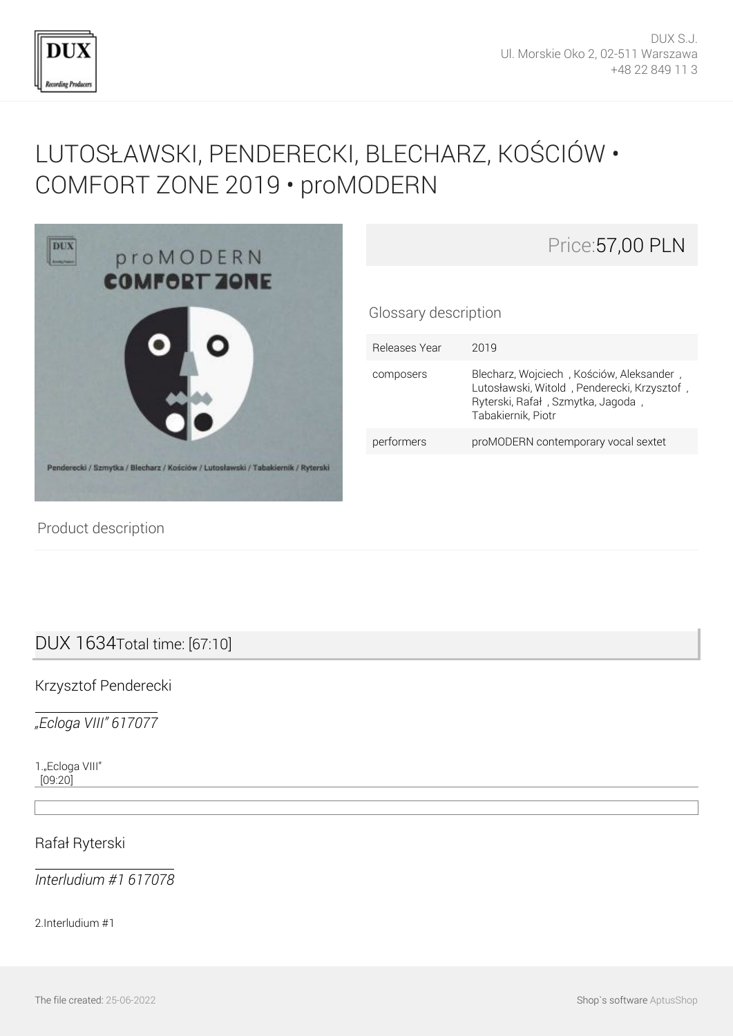DUX S.J.
Ul. Morskie Oko 2, 02-511 Warszawa
+48 22 849 11 3

# LUTOSŁAWSKI, PENDERECKI, BLECHARZ, KOŚCIÓW • COMFORT ZONE 2019 • proMODERN

Price:57,00 PLN

## Glossary description

| Releases Year | 2019 |
| --- | --- |
| composers | Blecharz, Wojciech , Kościów, Aleksander , Lutosławski, Witold , Penderecki, Krzysztof , Ryterski, Rafał , Szmytka, Jagoda , Tabakiernik, Piotr |
| performers | proMODERN contemporary vocal sextet |

## Product description

## DUX 1634 Total time: [67:10]

### Krzysztof Penderecki

*„Ecloga VIII" 617077*

1.„Ecloga VIII"
[09:20]

### Rafał Ryterski

*Interludium #1 617078*

2.Interludium #1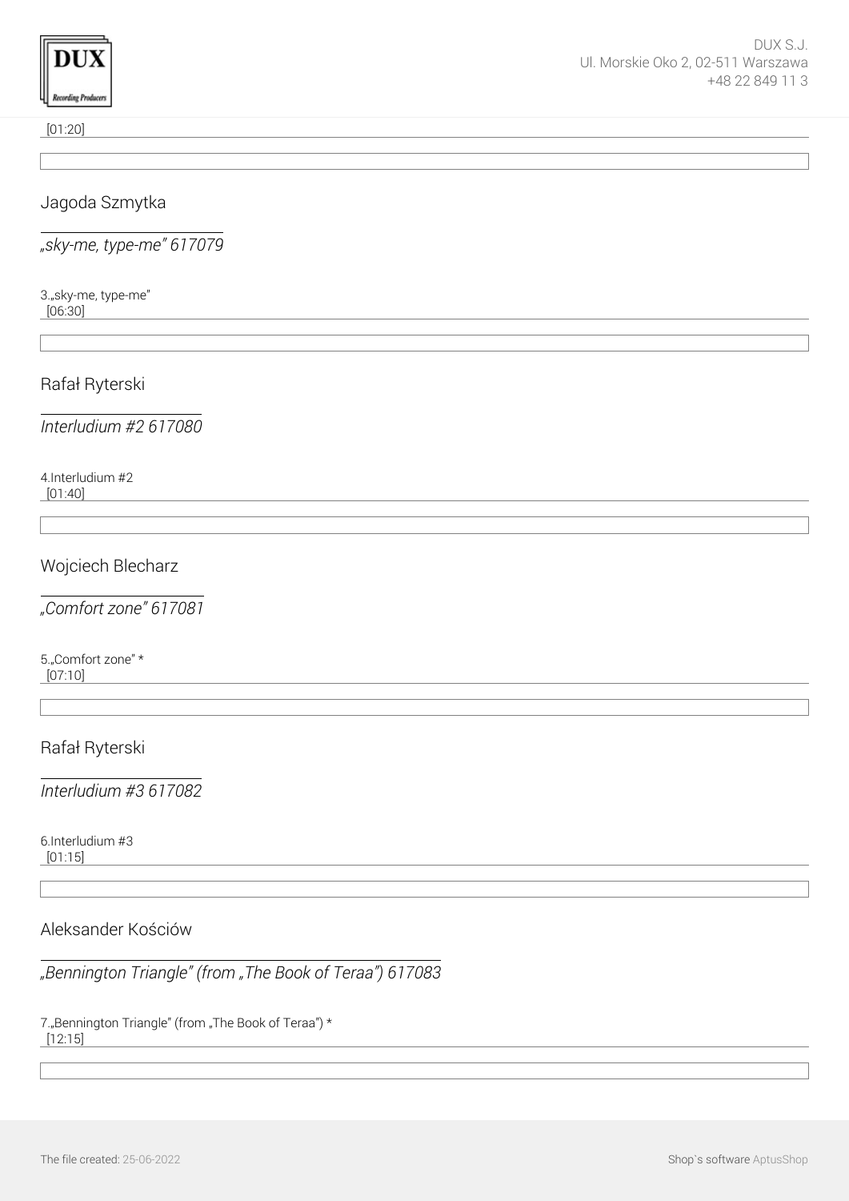[01:20]

## Jagoda Szmytka

*„sky-me, type-me" 617079*

3.„sky-me, type-me"
[06:30]

## Rafał Ryterski

*Interludium #2 617080*

4.Interludium #2
[01:40]

## Wojciech Blecharz

*„Comfort zone" 617081*

5.„Comfort zone" *
[07:10]

## Rafał Ryterski

*Interludium #3 617082*

6.Interludium #3
[01:15]

## Aleksander Kościów

*„Bennington Triangle" (from „The Book of Teraa") 617083*

7.„Bennington Triangle" (from „The Book of Teraa") *
[12:15]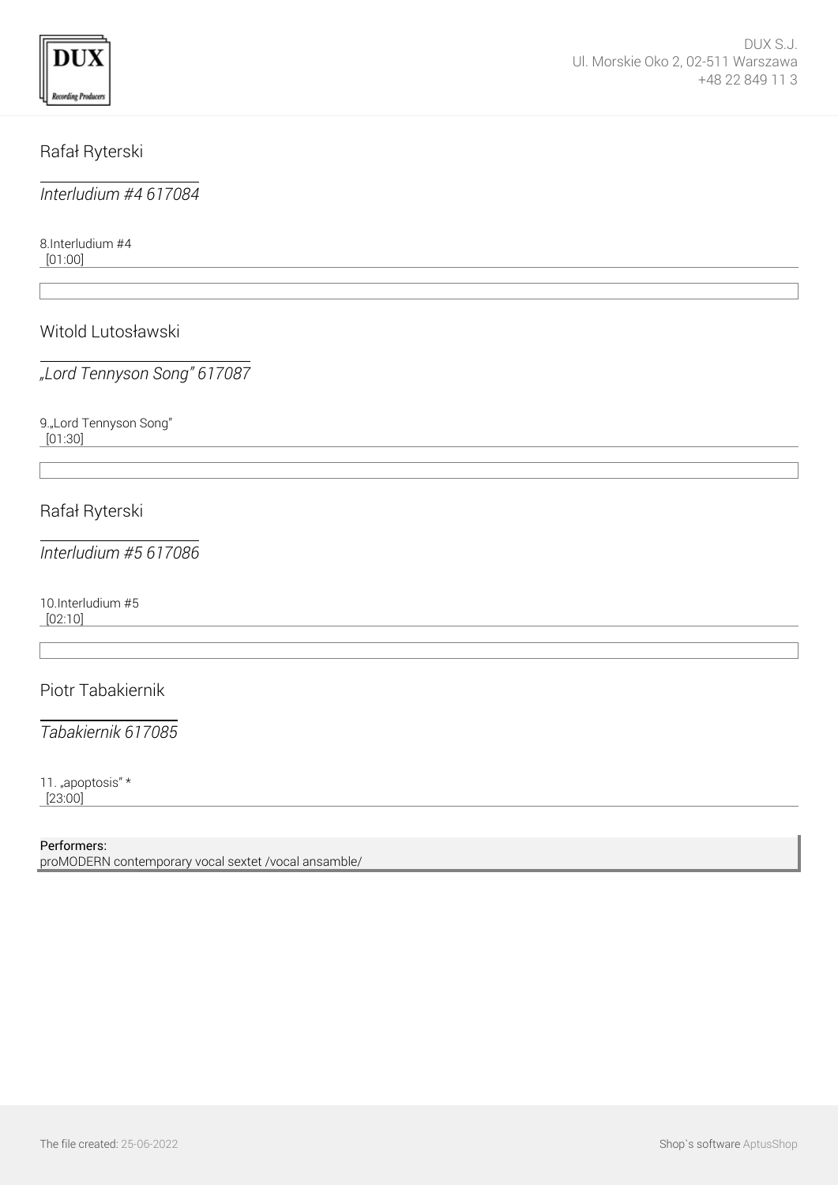Rafał Ryterski

*Interludium #4 617084*

8.Interludium #4
[01:00]

Witold Lutosławski

*„Lord Tennyson Song" 617087*

9.„Lord Tennyson Song"
[01:30]

Rafał Ryterski

*Interludium #5 617086*

10.Interludium #5
[02:10]

Piotr Tabakiernik

*Tabakiernik 617085*

11. „apoptosis" *
[23:00]

Performers:
proMODERN contemporary vocal sextet /vocal ansamble/